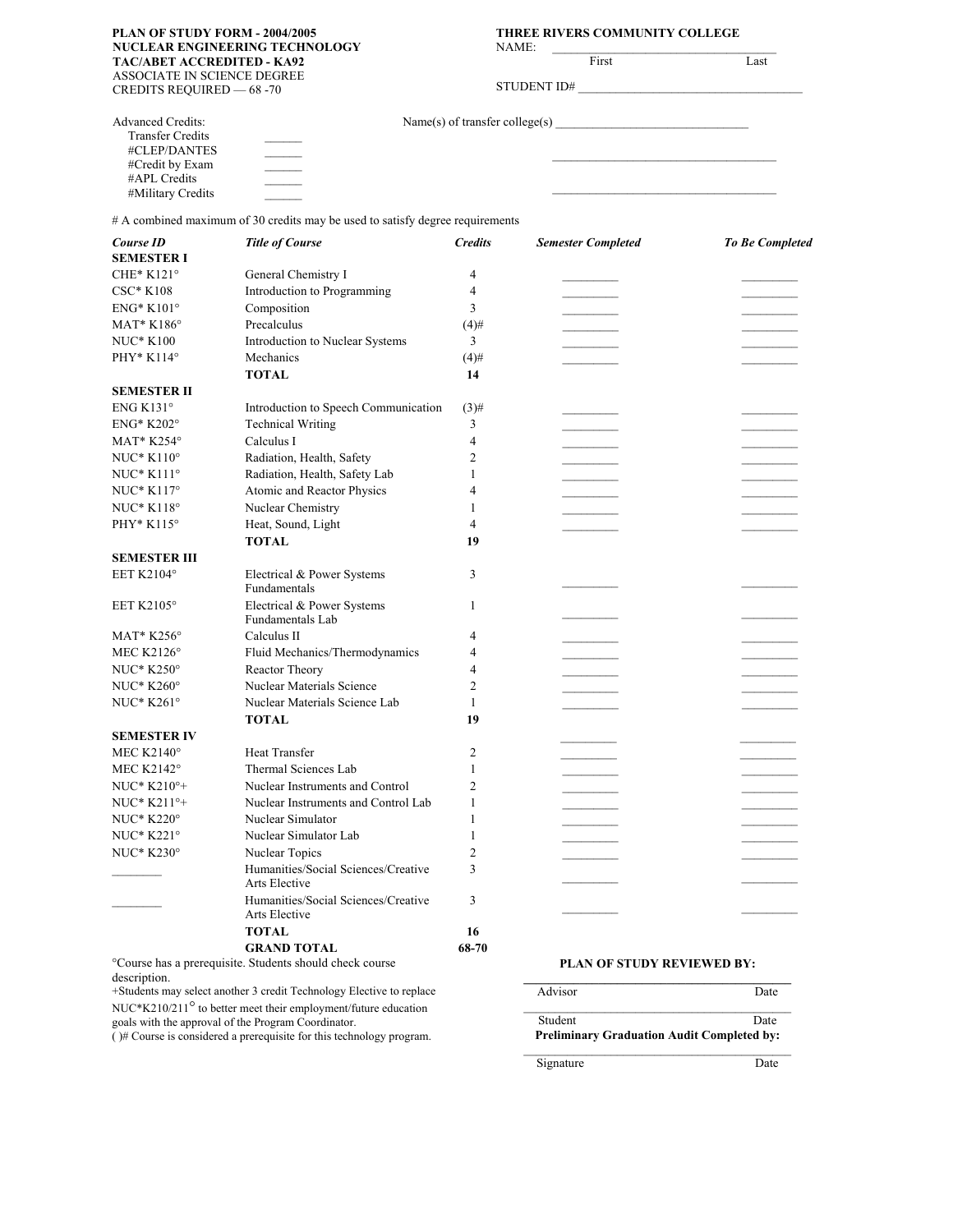**PLAN OF STUDY FORM - 2004/2005**
**NUCLEAR ENGINEERING TECHNOLOGY**
**TAC/ABET ACCREDITED - KA92**
ASSOCIATE IN SCIENCE DEGREE
CREDITS REQUIRED — 68 -70

**THREE RIVERS COMMUNITY COLLEGE**
NAME: ________________________________
First Last

STUDENT ID# ________________________________

Advanced Credits:
- Transfer Credits ______
- #CLEP/DANTES ______
- #Credit by Exam ______
- #APL Credits ______
- #Military Credits ______

Name(s) of transfer college(s) ______________________________

______________________________

______________________________

# A combined maximum of 30 credits may be used to satisfy degree requirements

| *Course ID* | *Title of Course* | *Credits* | *Semester Completed* | *To Be Completed* |
|---|---|---|---|---|
| **SEMESTER I** | | | | |
| CHE* K121° | General Chemistry I | 4 | ________ | ________ |
| CSC* K108 | Introduction to Programming | 4 | ________ | ________ |
| ENG* K101° | Composition | 3 | ________ | ________ |
| MAT* K186° | Precalculus | (4)# | ________ | ________ |
| NUC* K100 | Introduction to Nuclear Systems | 3 | ________ | ________ |
| PHY* K114° | Mechanics | (4)# | ________ | ________ |
| | **TOTAL** | **14** | | |
| **SEMESTER II** | | | | |
| ENG K131° | Introduction to Speech Communication | (3)# | ________ | ________ |
| ENG* K202° | Technical Writing | 3 | ________ | ________ |
| MAT* K254° | Calculus I | 4 | ________ | ________ |
| NUC* K110° | Radiation, Health, Safety | 2 | ________ | ________ |
| NUC* K111° | Radiation, Health, Safety Lab | 1 | ________ | ________ |
| NUC* K117° | Atomic and Reactor Physics | 4 | ________ | ________ |
| NUC* K118° | Nuclear Chemistry | 1 | ________ | ________ |
| PHY* K115° | Heat, Sound, Light | 4 | ________ | ________ |
| | **TOTAL** | **19** | | |
| **SEMESTER III** | | | | |
| EET K2104° | Electrical & Power Systems Fundamentals | 3 | ________ | ________ |
| EET K2105° | Electrical & Power Systems Fundamentals Lab | 1 | ________ | ________ |
| MAT* K256° | Calculus II | 4 | ________ | ________ |
| MEC K2126° | Fluid Mechanics/Thermodynamics | 4 | ________ | ________ |
| NUC* K250° | Reactor Theory | 4 | ________ | ________ |
| NUC* K260° | Nuclear Materials Science | 2 | ________ | ________ |
| NUC* K261° | Nuclear Materials Science Lab | 1 | ________ | ________ |
| | **TOTAL** | **19** | | |
| **SEMESTER IV** | | | ________ | ________ |
| MEC K2140° | Heat Transfer | 2 | ________ | ________ |
| MEC K2142° | Thermal Sciences Lab | 1 | ________ | ________ |
| NUC* K210°+ | Nuclear Instruments and Control | 2 | ________ | ________ |
| NUC* K211°+ | Nuclear Instruments and Control Lab | 1 | ________ | ________ |
| NUC* K220° | Nuclear Simulator | 1 | ________ | ________ |
| NUC* K221° | Nuclear Simulator Lab | 1 | ________ | ________ |
| NUC* K230° | Nuclear Topics | 2 | ________ | ________ |
| ________ | Humanities/Social Sciences/Creative Arts Elective | 3 | ________ | ________ |
| ________ | Humanities/Social Sciences/Creative Arts Elective | 3 | ________ | ________ |
| | **TOTAL** | **16** | | |
| | **GRAND TOTAL** | **68-70** | | |

°Course has a prerequisite. Students should check course description.
+Students may select another 3 credit Technology Elective to replace NUC*K210/211° to better meet their employment/future education goals with the approval of the Program Coordinator.
( )# Course is considered a prerequisite for this technology program.

**PLAN OF STUDY REVIEWED BY:**

______________________________
Advisor Date

______________________________
Student Date

**Preliminary Graduation Audit Completed by:**

______________________________
Signature Date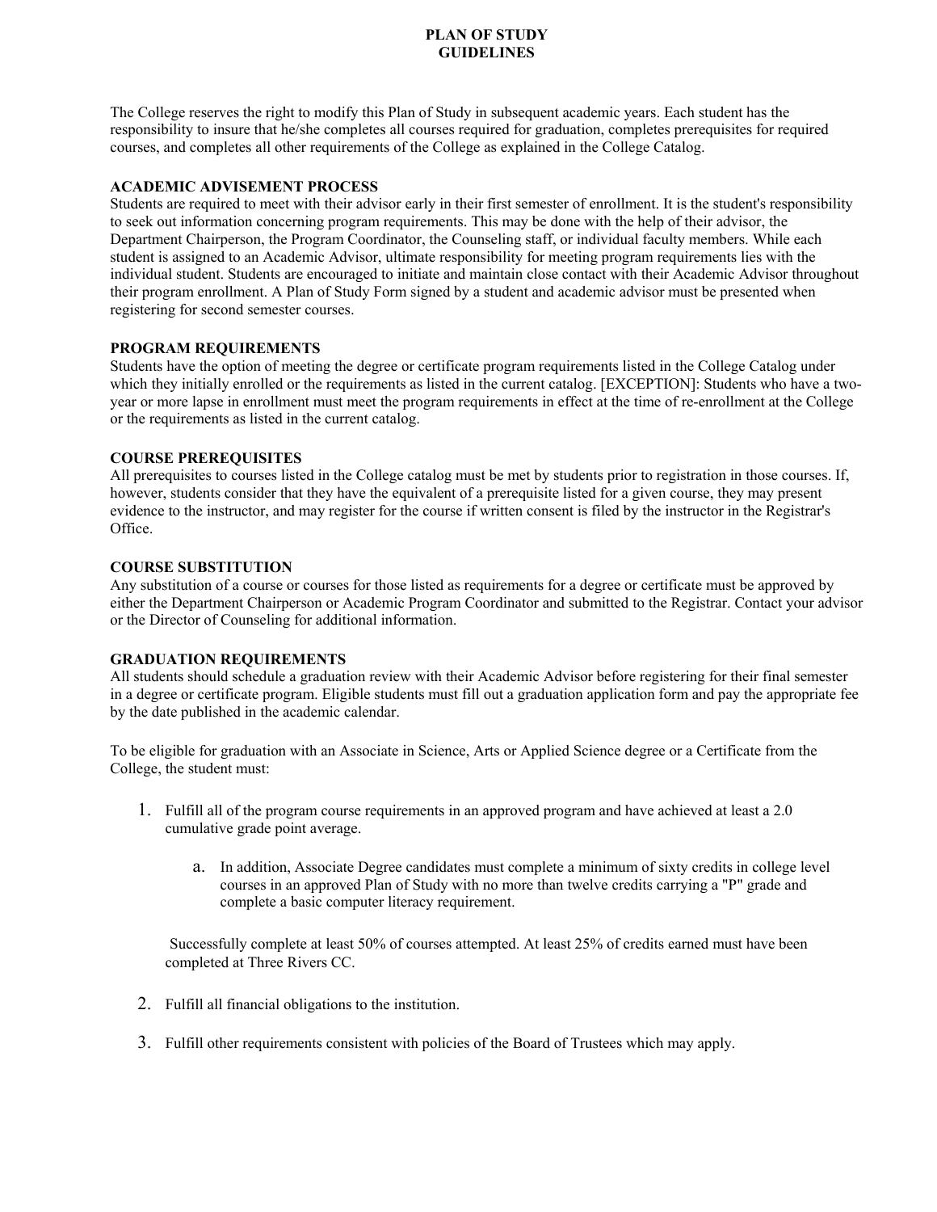# PLAN OF STUDY
# GUIDELINES

The College reserves the right to modify this Plan of Study in subsequent academic years. Each student has the responsibility to insure that he/she completes all courses required for graduation, completes prerequisites for required courses, and completes all other requirements of the College as explained in the College Catalog.

## ACADEMIC ADVISEMENT PROCESS

Students are required to meet with their advisor early in their first semester of enrollment. It is the student's responsibility to seek out information concerning program requirements. This may be done with the help of their advisor, the Department Chairperson, the Program Coordinator, the Counseling staff, or individual faculty members. While each student is assigned to an Academic Advisor, ultimate responsibility for meeting program requirements lies with the individual student. Students are encouraged to initiate and maintain close contact with their Academic Advisor throughout their program enrollment. A Plan of Study Form signed by a student and academic advisor must be presented when registering for second semester courses.

## PROGRAM REQUIREMENTS

Students have the option of meeting the degree or certificate program requirements listed in the College Catalog under which they initially enrolled or the requirements as listed in the current catalog. [EXCEPTION]: Students who have a two-year or more lapse in enrollment must meet the program requirements in effect at the time of re-enrollment at the College or the requirements as listed in the current catalog.

## COURSE PREREQUISITES

All prerequisites to courses listed in the College catalog must be met by students prior to registration in those courses. If, however, students consider that they have the equivalent of a prerequisite listed for a given course, they may present evidence to the instructor, and may register for the course if written consent is filed by the instructor in the Registrar's Office.

## COURSE SUBSTITUTION

Any substitution of a course or courses for those listed as requirements for a degree or certificate must be approved by either the Department Chairperson or Academic Program Coordinator and submitted to the Registrar. Contact your advisor or the Director of Counseling for additional information.

## GRADUATION REQUIREMENTS

All students should schedule a graduation review with their Academic Advisor before registering for their final semester in a degree or certificate program. Eligible students must fill out a graduation application form and pay the appropriate fee by the date published in the academic calendar.

To be eligible for graduation with an Associate in Science, Arts or Applied Science degree or a Certificate from the College, the student must:

1. Fulfill all of the program course requirements in an approved program and have achieved at least a 2.0 cumulative grade point average.

    a. In addition, Associate Degree candidates must complete a minimum of sixty credits in college level courses in an approved Plan of Study with no more than twelve credits carrying a "P" grade and complete a basic computer literacy requirement.

    Successfully complete at least 50% of courses attempted. At least 25% of credits earned must have been completed at Three Rivers CC.

2. Fulfill all financial obligations to the institution.

3. Fulfill other requirements consistent with policies of the Board of Trustees which may apply.